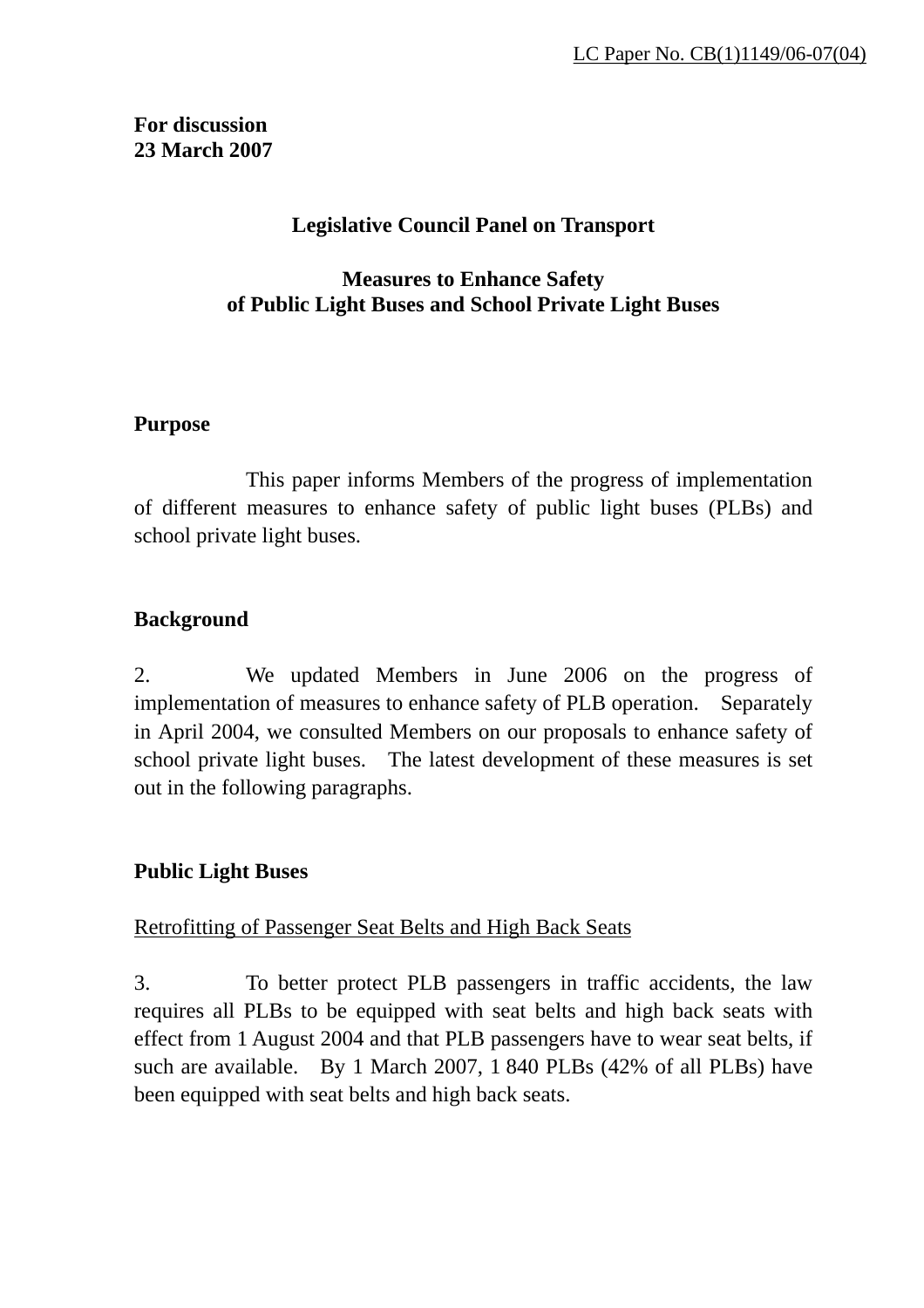LC Paper No. CB(1)1149/06-07(04)

**For discussion**
**23 March 2007**

## Legislative Council Panel on Transport

## Measures to Enhance Safety of Public Light Buses and School Private Light Buses

### Purpose

This paper informs Members of the progress of implementation of different measures to enhance safety of public light buses (PLBs) and school private light buses.

### Background

2. We updated Members in June 2006 on the progress of implementation of measures to enhance safety of PLB operation. Separately in April 2004, we consulted Members on our proposals to enhance safety of school private light buses. The latest development of these measures is set out in the following paragraphs.

### Public Light Buses

Retrofitting of Passenger Seat Belts and High Back Seats

3. To better protect PLB passengers in traffic accidents, the law requires all PLBs to be equipped with seat belts and high back seats with effect from 1 August 2004 and that PLB passengers have to wear seat belts, if such are available. By 1 March 2007, 1 840 PLBs (42% of all PLBs) have been equipped with seat belts and high back seats.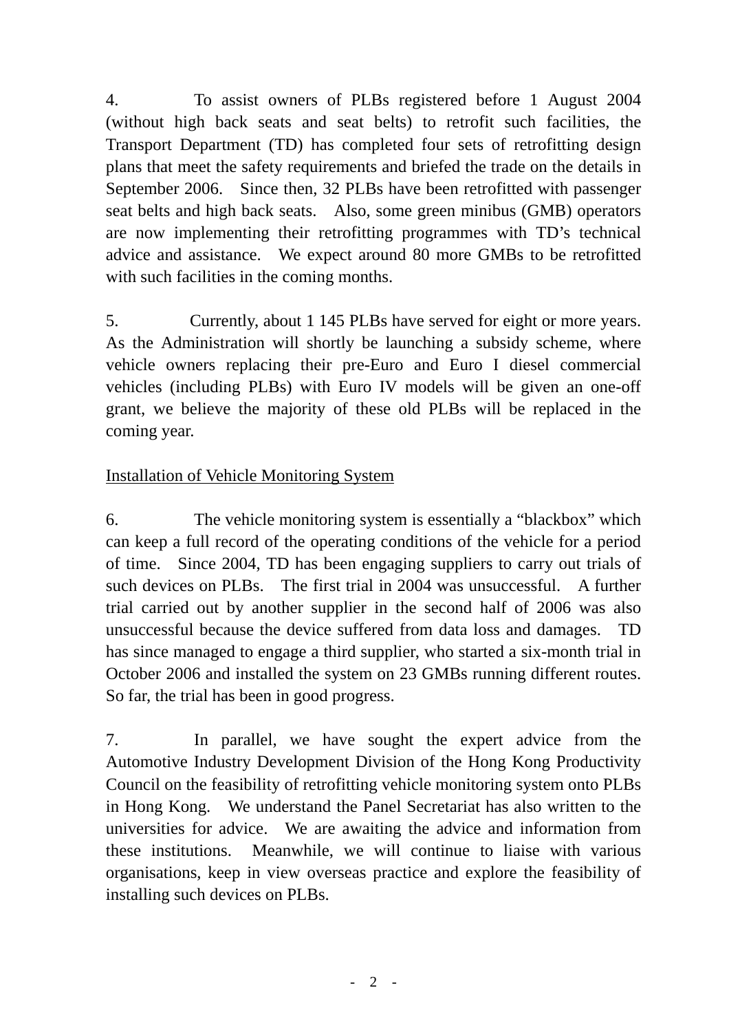4. To assist owners of PLBs registered before 1 August 2004 (without high back seats and seat belts) to retrofit such facilities, the Transport Department (TD) has completed four sets of retrofitting design plans that meet the safety requirements and briefed the trade on the details in September 2006. Since then, 32 PLBs have been retrofitted with passenger seat belts and high back seats. Also, some green minibus (GMB) operators are now implementing their retrofitting programmes with TD's technical advice and assistance. We expect around 80 more GMBs to be retrofitted with such facilities in the coming months.

5. Currently, about 1 145 PLBs have served for eight or more years. As the Administration will shortly be launching a subsidy scheme, where vehicle owners replacing their pre-Euro and Euro I diesel commercial vehicles (including PLBs) with Euro IV models will be given an one-off grant, we believe the majority of these old PLBs will be replaced in the coming year.

<u>Installation of Vehicle Monitoring System</u>

6. The vehicle monitoring system is essentially a "blackbox" which can keep a full record of the operating conditions of the vehicle for a period of time. Since 2004, TD has been engaging suppliers to carry out trials of such devices on PLBs. The first trial in 2004 was unsuccessful. A further trial carried out by another supplier in the second half of 2006 was also unsuccessful because the device suffered from data loss and damages. TD has since managed to engage a third supplier, who started a six-month trial in October 2006 and installed the system on 23 GMBs running different routes. So far, the trial has been in good progress.

7. In parallel, we have sought the expert advice from the Automotive Industry Development Division of the Hong Kong Productivity Council on the feasibility of retrofitting vehicle monitoring system onto PLBs in Hong Kong. We understand the Panel Secretariat has also written to the universities for advice. We are awaiting the advice and information from these institutions. Meanwhile, we will continue to liaise with various organisations, keep in view overseas practice and explore the feasibility of installing such devices on PLBs.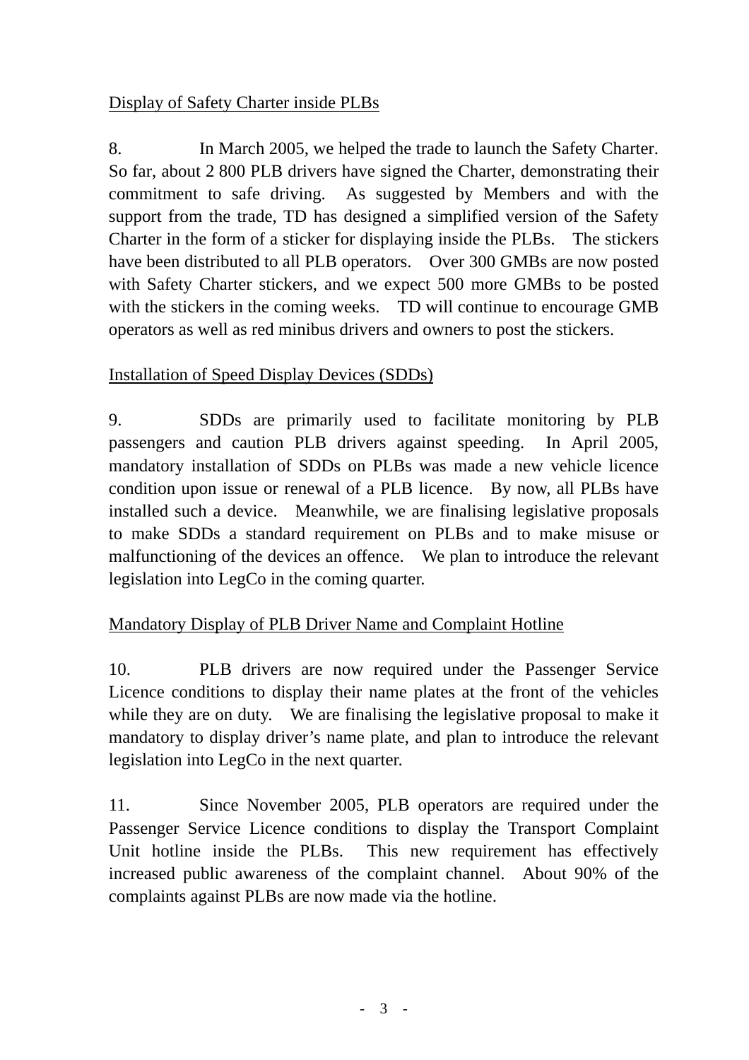<u>Display of Safety Charter inside PLBs</u>

8. In March 2005, we helped the trade to launch the Safety Charter. So far, about 2 800 PLB drivers have signed the Charter, demonstrating their commitment to safe driving. As suggested by Members and with the support from the trade, TD has designed a simplified version of the Safety Charter in the form of a sticker for displaying inside the PLBs. The stickers have been distributed to all PLB operators. Over 300 GMBs are now posted with Safety Charter stickers, and we expect 500 more GMBs to be posted with the stickers in the coming weeks. TD will continue to encourage GMB operators as well as red minibus drivers and owners to post the stickers.

<u>Installation of Speed Display Devices (SDDs)</u>

9. SDDs are primarily used to facilitate monitoring by PLB passengers and caution PLB drivers against speeding. In April 2005, mandatory installation of SDDs on PLBs was made a new vehicle licence condition upon issue or renewal of a PLB licence. By now, all PLBs have installed such a device. Meanwhile, we are finalising legislative proposals to make SDDs a standard requirement on PLBs and to make misuse or malfunctioning of the devices an offence. We plan to introduce the relevant legislation into LegCo in the coming quarter.

<u>Mandatory Display of PLB Driver Name and Complaint Hotline</u>

10. PLB drivers are now required under the Passenger Service Licence conditions to display their name plates at the front of the vehicles while they are on duty. We are finalising the legislative proposal to make it mandatory to display driver's name plate, and plan to introduce the relevant legislation into LegCo in the next quarter.

11. Since November 2005, PLB operators are required under the Passenger Service Licence conditions to display the Transport Complaint Unit hotline inside the PLBs. This new requirement has effectively increased public awareness of the complaint channel. About 90% of the complaints against PLBs are now made via the hotline.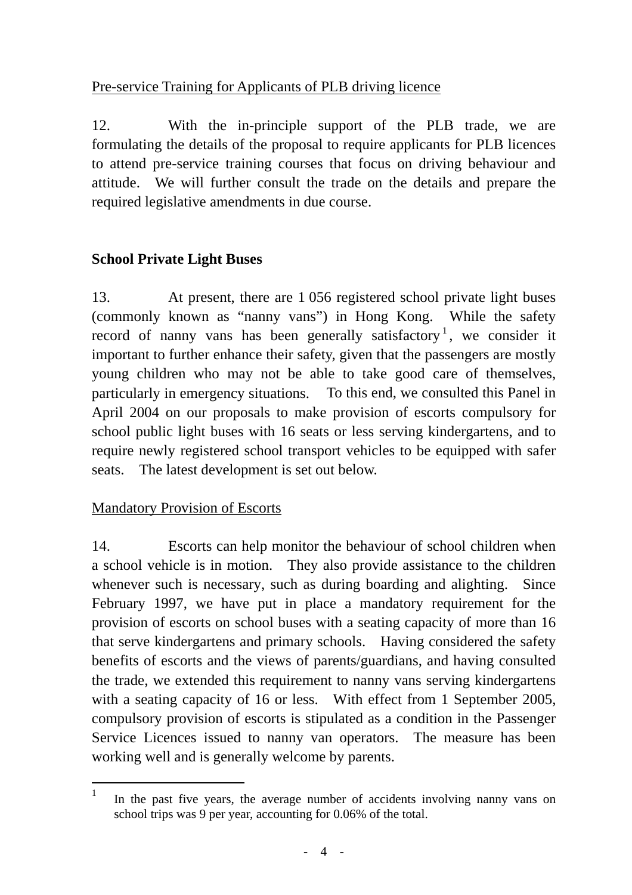Pre-service Training for Applicants of PLB driving licence

12. With the in-principle support of the PLB trade, we are formulating the details of the proposal to require applicants for PLB licences to attend pre-service training courses that focus on driving behaviour and attitude. We will further consult the trade on the details and prepare the required legislative amendments in due course.

**School Private Light Buses**

13. At present, there are 1 056 registered school private light buses (commonly known as "nanny vans") in Hong Kong. While the safety record of nanny vans has been generally satisfactory[1], we consider it important to further enhance their safety, given that the passengers are mostly young children who may not be able to take good care of themselves, particularly in emergency situations. To this end, we consulted this Panel in April 2004 on our proposals to make provision of escorts compulsory for school public light buses with 16 seats or less serving kindergartens, and to require newly registered school transport vehicles to be equipped with safer seats. The latest development is set out below.

Mandatory Provision of Escorts

14. Escorts can help monitor the behaviour of school children when a school vehicle is in motion. They also provide assistance to the children whenever such is necessary, such as during boarding and alighting. Since February 1997, we have put in place a mandatory requirement for the provision of escorts on school buses with a seating capacity of more than 16 that serve kindergartens and primary schools. Having considered the safety benefits of escorts and the views of parents/guardians, and having consulted the trade, we extended this requirement to nanny vans serving kindergartens with a seating capacity of 16 or less. With effect from 1 September 2005, compulsory provision of escorts is stipulated as a condition in the Passenger Service Licences issued to nanny van operators. The measure has been working well and is generally welcome by parents.

---

[1] In the past five years, the average number of accidents involving nanny vans on school trips was 9 per year, accounting for 0.06% of the total.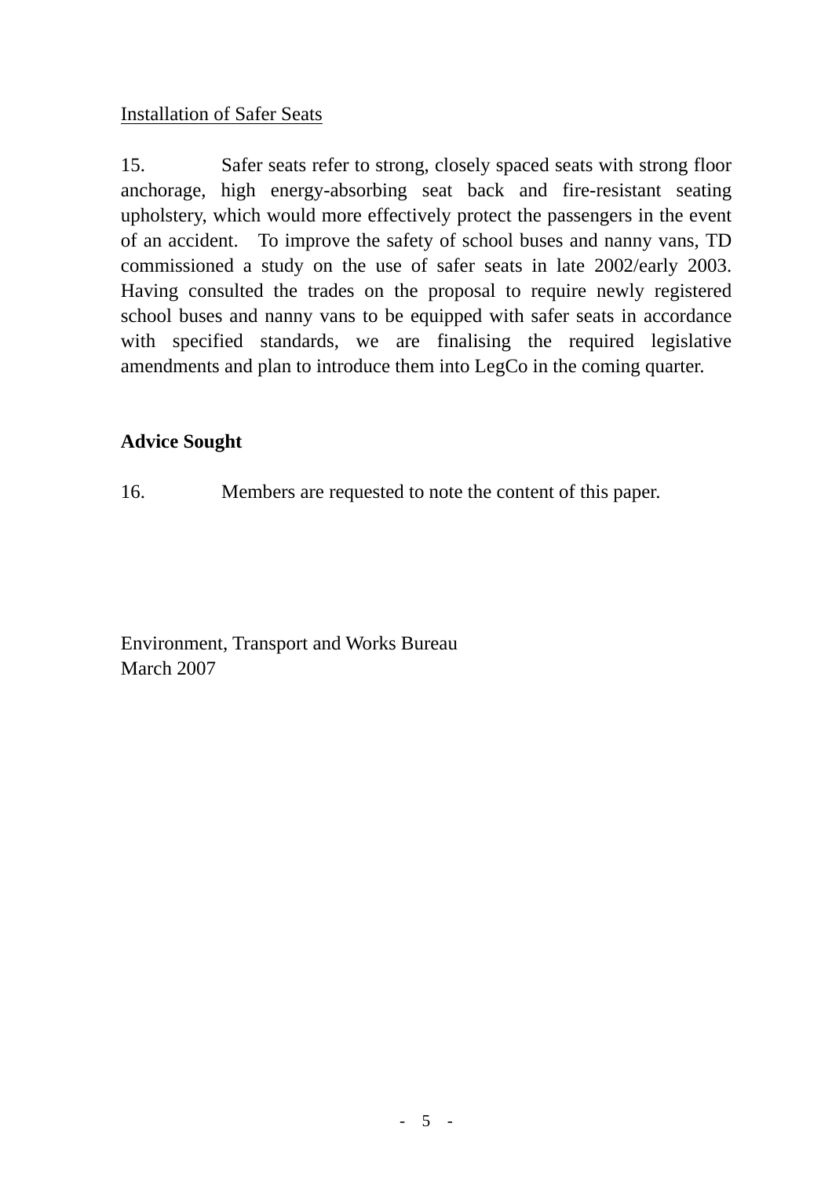<u>Installation of Safer Seats</u>

15. Safer seats refer to strong, closely spaced seats with strong floor anchorage, high energy-absorbing seat back and fire-resistant seating upholstery, which would more effectively protect the passengers in the event of an accident. To improve the safety of school buses and nanny vans, TD commissioned a study on the use of safer seats in late 2002/early 2003. Having consulted the trades on the proposal to require newly registered school buses and nanny vans to be equipped with safer seats in accordance with specified standards, we are finalising the required legislative amendments and plan to introduce them into LegCo in the coming quarter.

**Advice Sought**

16. Members are requested to note the content of this paper.

Environment, Transport and Works Bureau
March 2007